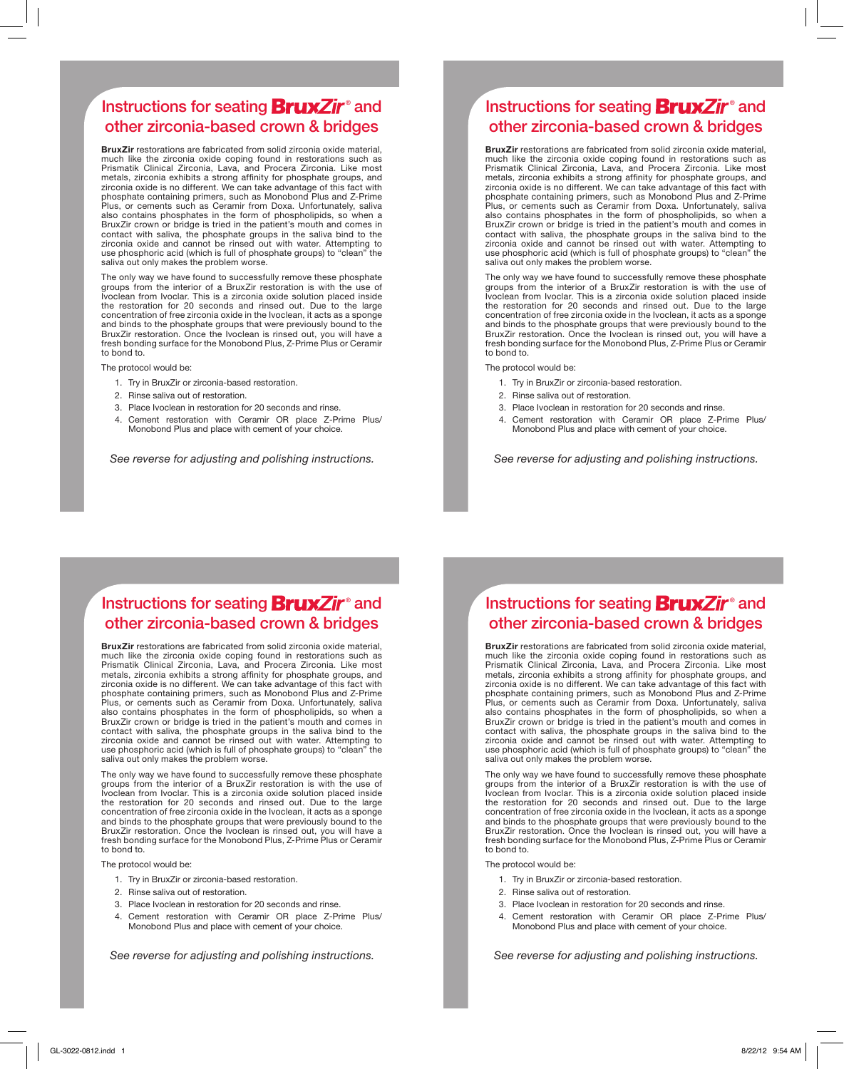# Instructions for seating BruxZir® and other zirconia-based crown & bridges

**BruxZir** restorations are fabricated from solid zirconia oxide material, much like the zirconia oxide coping found in restorations such as Prismatik Clinical Zirconia, Lava, and Procera Zirconia. Like most metals, zirconia exhibits a strong affinity for phosphate groups, and zirconia oxide is no different. We can take advantage of this fact with phosphate containing primers, such as Monobond Plus and Z-Prime Plus, or cements such as Ceramir from Doxa. Unfortunately, saliva also contains phosphates in the form of phospholipids, so when a BruxZir crown or bridge is tried in the patient's mouth and comes in contact with saliva, the phosphate groups in the saliva bind to the zirconia oxide and cannot be rinsed out with water. Attempting to use phosphoric acid (which is full of phosphate groups) to "clean" the saliva out only makes the problem worse.

The only way we have found to successfully remove these phosphate groups from the interior of a BruxZir restoration is with the use of Ivoclean from Ivoclar. This is a zirconia oxide solution placed inside the restoration for 20 seconds and rinsed out. Due to the large concentration of free zirconia oxide in the Ivoclean, it acts as a sponge and binds to the phosphate groups that were previously bound to the BruxZir restoration. Once the Ivoclean is rinsed out, you will have a fresh bonding surface for the Monobond Plus, Z-Prime Plus or Ceramir to bond to.

The protocol would be:

1. Try in BruxZir or zirconia-based restoration.
2. Rinse saliva out of restoration.
3. Place Ivoclean in restoration for 20 seconds and rinse.
4. Cement restoration with Ceramir OR place Z-Prime Plus/ Monobond Plus and place with cement of your choice.

*See reverse for adjusting and polishing instructions.*

# Instructions for seating BruxZir® and other zirconia-based crown & bridges

**BruxZir** restorations are fabricated from solid zirconia oxide material, much like the zirconia oxide coping found in restorations such as Prismatik Clinical Zirconia, Lava, and Procera Zirconia. Like most metals, zirconia exhibits a strong affinity for phosphate groups, and zirconia oxide is no different. We can take advantage of this fact with phosphate containing primers, such as Monobond Plus and Z-Prime Plus, or cements such as Ceramir from Doxa. Unfortunately, saliva also contains phosphates in the form of phospholipids, so when a BruxZir crown or bridge is tried in the patient's mouth and comes in contact with saliva, the phosphate groups in the saliva bind to the zirconia oxide and cannot be rinsed out with water. Attempting to use phosphoric acid (which is full of phosphate groups) to "clean" the saliva out only makes the problem worse.

The only way we have found to successfully remove these phosphate groups from the interior of a BruxZir restoration is with the use of Ivoclean from Ivoclar. This is a zirconia oxide solution placed inside the restoration for 20 seconds and rinsed out. Due to the large concentration of free zirconia oxide in the Ivoclean, it acts as a sponge and binds to the phosphate groups that were previously bound to the BruxZir restoration. Once the Ivoclean is rinsed out, you will have a fresh bonding surface for the Monobond Plus, Z-Prime Plus or Ceramir to bond to.

The protocol would be:

1. Try in BruxZir or zirconia-based restoration.
2. Rinse saliva out of restoration.
3. Place Ivoclean in restoration for 20 seconds and rinse.
4. Cement restoration with Ceramir OR place Z-Prime Plus/ Monobond Plus and place with cement of your choice.

*See reverse for adjusting and polishing instructions.*

# Instructions for seating BruxZir® and other zirconia-based crown & bridges

**BruxZir** restorations are fabricated from solid zirconia oxide material, much like the zirconia oxide coping found in restorations such as Prismatik Clinical Zirconia, Lava, and Procera Zirconia. Like most metals, zirconia exhibits a strong affinity for phosphate groups, and zirconia oxide is no different. We can take advantage of this fact with phosphate containing primers, such as Monobond Plus and Z-Prime Plus, or cements such as Ceramir from Doxa. Unfortunately, saliva also contains phosphates in the form of phospholipids, so when a BruxZir crown or bridge is tried in the patient's mouth and comes in contact with saliva, the phosphate groups in the saliva bind to the zirconia oxide and cannot be rinsed out with water. Attempting to use phosphoric acid (which is full of phosphate groups) to "clean" the saliva out only makes the problem worse.

The only way we have found to successfully remove these phosphate groups from the interior of a BruxZir restoration is with the use of Ivoclean from Ivoclar. This is a zirconia oxide solution placed inside the restoration for 20 seconds and rinsed out. Due to the large concentration of free zirconia oxide in the Ivoclean, it acts as a sponge and binds to the phosphate groups that were previously bound to the BruxZir restoration. Once the Ivoclean is rinsed out, you will have a fresh bonding surface for the Monobond Plus, Z-Prime Plus or Ceramir to bond to.

The protocol would be:

1. Try in BruxZir or zirconia-based restoration.
2. Rinse saliva out of restoration.
3. Place Ivoclean in restoration for 20 seconds and rinse.
4. Cement restoration with Ceramir OR place Z-Prime Plus/ Monobond Plus and place with cement of your choice.

*See reverse for adjusting and polishing instructions.*

# Instructions for seating BruxZir® and other zirconia-based crown & bridges

**BruxZir** restorations are fabricated from solid zirconia oxide material, much like the zirconia oxide coping found in restorations such as Prismatik Clinical Zirconia, Lava, and Procera Zirconia. Like most metals, zirconia exhibits a strong affinity for phosphate groups, and zirconia oxide is no different. We can take advantage of this fact with phosphate containing primers, such as Monobond Plus and Z-Prime Plus, or cements such as Ceramir from Doxa. Unfortunately, saliva also contains phosphates in the form of phospholipids, so when a BruxZir crown or bridge is tried in the patient's mouth and comes in contact with saliva, the phosphate groups in the saliva bind to the zirconia oxide and cannot be rinsed out with water. Attempting to use phosphoric acid (which is full of phosphate groups) to "clean" the saliva out only makes the problem worse.

The only way we have found to successfully remove these phosphate groups from the interior of a BruxZir restoration is with the use of Ivoclean from Ivoclar. This is a zirconia oxide solution placed inside the restoration for 20 seconds and rinsed out. Due to the large concentration of free zirconia oxide in the Ivoclean, it acts as a sponge and binds to the phosphate groups that were previously bound to the BruxZir restoration. Once the Ivoclean is rinsed out, you will have a fresh bonding surface for the Monobond Plus, Z-Prime Plus or Ceramir to bond to.

The protocol would be:

1. Try in BruxZir or zirconia-based restoration.
2. Rinse saliva out of restoration.
3. Place Ivoclean in restoration for 20 seconds and rinse.
4. Cement restoration with Ceramir OR place Z-Prime Plus/ Monobond Plus and place with cement of your choice.

*See reverse for adjusting and polishing instructions.*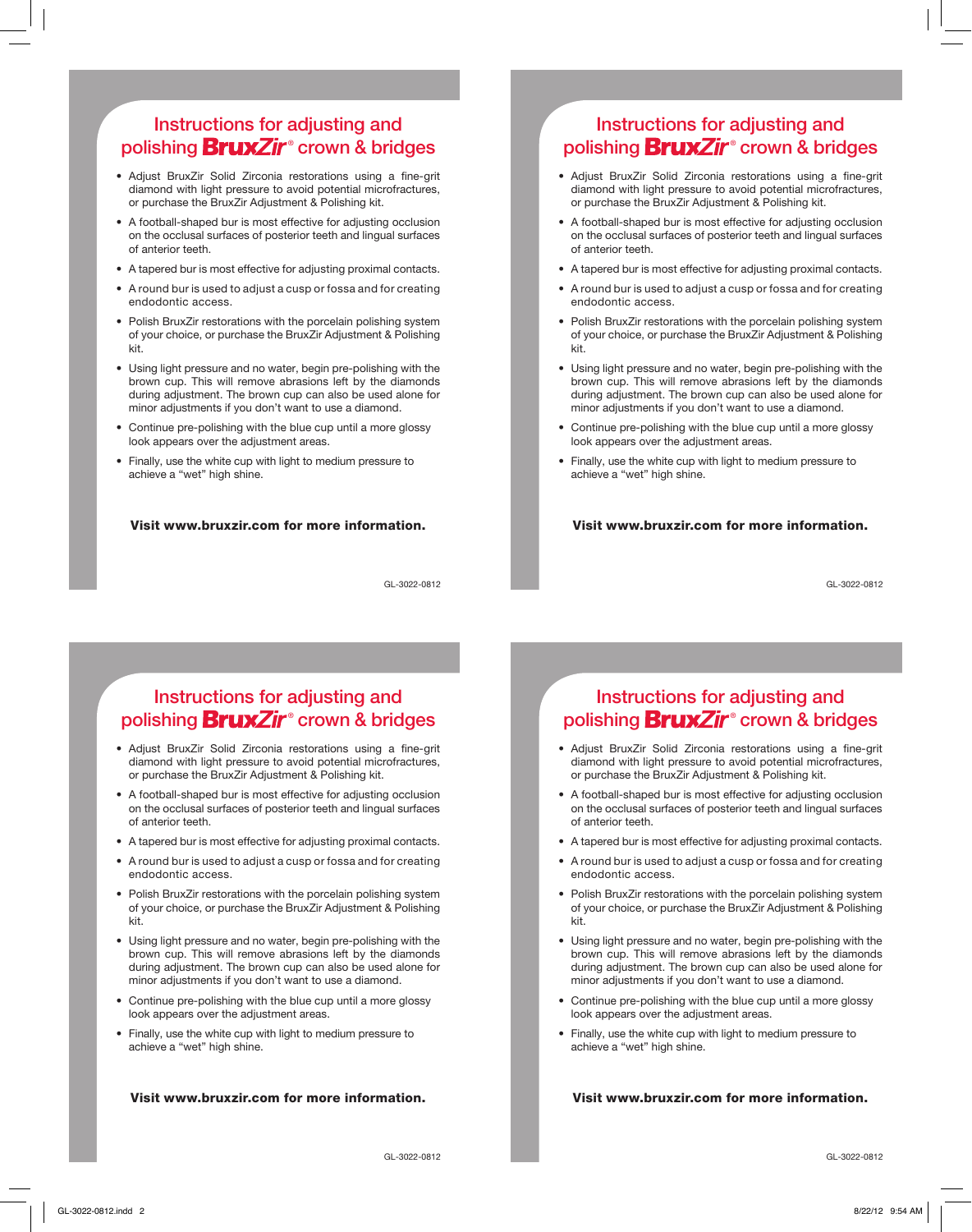## Instructions for adjusting and polishing **BruxZir**® crown & bridges

- Adjust BruxZir Solid Zirconia restorations using a fine-grit diamond with light pressure to avoid potential microfractures, or purchase the BruxZir Adjustment & Polishing kit.
- A football-shaped bur is most effective for adjusting occlusion on the occlusal surfaces of posterior teeth and lingual surfaces of anterior teeth.
- A tapered bur is most effective for adjusting proximal contacts.
- A round bur is used to adjust a cusp or fossa and for creating endodontic access.
- Polish BruxZir restorations with the porcelain polishing system of your choice, or purchase the BruxZir Adjustment & Polishing kit.
- Using light pressure and no water, begin pre-polishing with the brown cup. This will remove abrasions left by the diamonds during adjustment. The brown cup can also be used alone for minor adjustments if you don't want to use a diamond.
- Continue pre-polishing with the blue cup until a more glossy look appears over the adjustment areas.
- Finally, use the white cup with light to medium pressure to achieve a "wet" high shine.

**Visit www.bruxzir.com for more information.**

GL-3022-0812

## Instructions for adjusting and polishing **BruxZir**® crown & bridges

- Adjust BruxZir Solid Zirconia restorations using a fine-grit diamond with light pressure to avoid potential microfractures, or purchase the BruxZir Adjustment & Polishing kit.
- A football-shaped bur is most effective for adjusting occlusion on the occlusal surfaces of posterior teeth and lingual surfaces of anterior teeth.
- A tapered bur is most effective for adjusting proximal contacts.
- A round bur is used to adjust a cusp or fossa and for creating endodontic access.
- Polish BruxZir restorations with the porcelain polishing system of your choice, or purchase the BruxZir Adjustment & Polishing kit.
- Using light pressure and no water, begin pre-polishing with the brown cup. This will remove abrasions left by the diamonds during adjustment. The brown cup can also be used alone for minor adjustments if you don't want to use a diamond.
- Continue pre-polishing with the blue cup until a more glossy look appears over the adjustment areas.
- Finally, use the white cup with light to medium pressure to achieve a "wet" high shine.

**Visit www.bruxzir.com for more information.**

GL-3022-0812

## Instructions for adjusting and polishing **BruxZir**® crown & bridges

- Adjust BruxZir Solid Zirconia restorations using a fine-grit diamond with light pressure to avoid potential microfractures, or purchase the BruxZir Adjustment & Polishing kit.
- A football-shaped bur is most effective for adjusting occlusion on the occlusal surfaces of posterior teeth and lingual surfaces of anterior teeth.
- A tapered bur is most effective for adjusting proximal contacts.
- A round bur is used to adjust a cusp or fossa and for creating endodontic access.
- Polish BruxZir restorations with the porcelain polishing system of your choice, or purchase the BruxZir Adjustment & Polishing kit.
- Using light pressure and no water, begin pre-polishing with the brown cup. This will remove abrasions left by the diamonds during adjustment. The brown cup can also be used alone for minor adjustments if you don't want to use a diamond.
- Continue pre-polishing with the blue cup until a more glossy look appears over the adjustment areas.
- Finally, use the white cup with light to medium pressure to achieve a "wet" high shine.

**Visit www.bruxzir.com for more information.**

GL-3022-0812

## Instructions for adjusting and polishing **BruxZir**® crown & bridges

- Adjust BruxZir Solid Zirconia restorations using a fine-grit diamond with light pressure to avoid potential microfractures, or purchase the BruxZir Adjustment & Polishing kit.
- A football-shaped bur is most effective for adjusting occlusion on the occlusal surfaces of posterior teeth and lingual surfaces of anterior teeth.
- A tapered bur is most effective for adjusting proximal contacts.
- A round bur is used to adjust a cusp or fossa and for creating endodontic access.
- Polish BruxZir restorations with the porcelain polishing system of your choice, or purchase the BruxZir Adjustment & Polishing kit.
- Using light pressure and no water, begin pre-polishing with the brown cup. This will remove abrasions left by the diamonds during adjustment. The brown cup can also be used alone for minor adjustments if you don't want to use a diamond.
- Continue pre-polishing with the blue cup until a more glossy look appears over the adjustment areas.
- Finally, use the white cup with light to medium pressure to achieve a "wet" high shine.

**Visit www.bruxzir.com for more information.**

GL-3022-0812